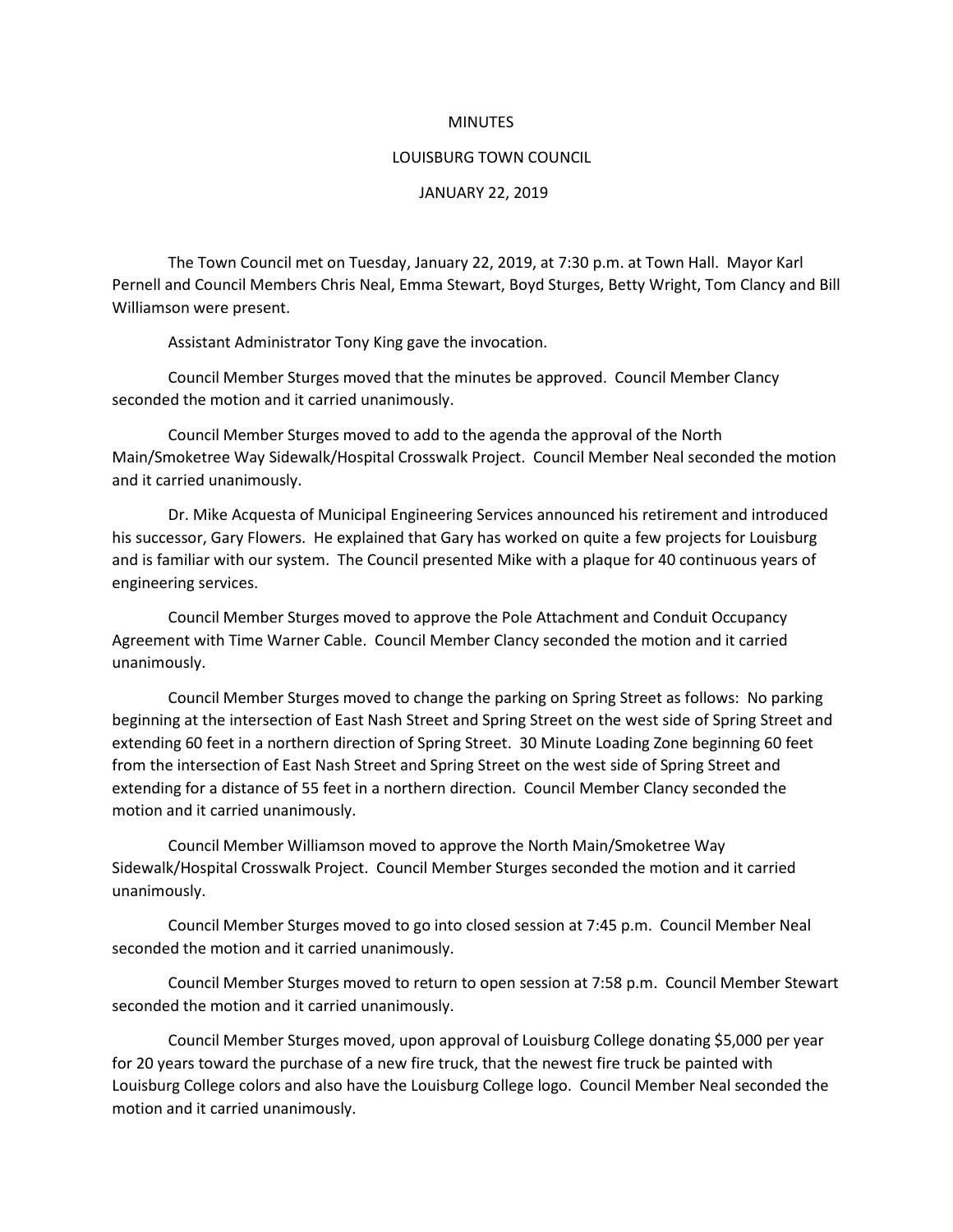# MINUTES

## LOUISBURG TOWN COUNCIL

### JANUARY 22, 2019

The Town Council met on Tuesday, January 22, 2019, at 7:30 p.m. at Town Hall. Mayor Karl Pernell and Council Members Chris Neal, Emma Stewart, Boyd Sturges, Betty Wright, Tom Clancy and Bill Williamson were present.

Assistant Administrator Tony King gave the invocation.

Council Member Sturges moved that the minutes be approved. Council Member Clancy seconded the motion and it carried unanimously.

Council Member Sturges moved to add to the agenda the approval of the North Main/Smoketree Way Sidewalk/Hospital Crosswalk Project. Council Member Neal seconded the motion and it carried unanimously.

Dr. Mike Acquesta of Municipal Engineering Services announced his retirement and introduced his successor, Gary Flowers. He explained that Gary has worked on quite a few projects for Louisburg and is familiar with our system. The Council presented Mike with a plaque for 40 continuous years of engineering services.

Council Member Sturges moved to approve the Pole Attachment and Conduit Occupancy Agreement with Time Warner Cable. Council Member Clancy seconded the motion and it carried unanimously.

Council Member Sturges moved to change the parking on Spring Street as follows: No parking beginning at the intersection of East Nash Street and Spring Street on the west side of Spring Street and extending 60 feet in a northern direction of Spring Street. 30 Minute Loading Zone beginning 60 feet from the intersection of East Nash Street and Spring Street on the west side of Spring Street and extending for a distance of 55 feet in a northern direction. Council Member Clancy seconded the motion and it carried unanimously.

Council Member Williamson moved to approve the North Main/Smoketree Way Sidewalk/Hospital Crosswalk Project. Council Member Sturges seconded the motion and it carried unanimously.

Council Member Sturges moved to go into closed session at 7:45 p.m. Council Member Neal seconded the motion and it carried unanimously.

Council Member Sturges moved to return to open session at 7:58 p.m. Council Member Stewart seconded the motion and it carried unanimously.

Council Member Sturges moved, upon approval of Louisburg College donating $5,000 per year for 20 years toward the purchase of a new fire truck, that the newest fire truck be painted with Louisburg College colors and also have the Louisburg College logo. Council Member Neal seconded the motion and it carried unanimously.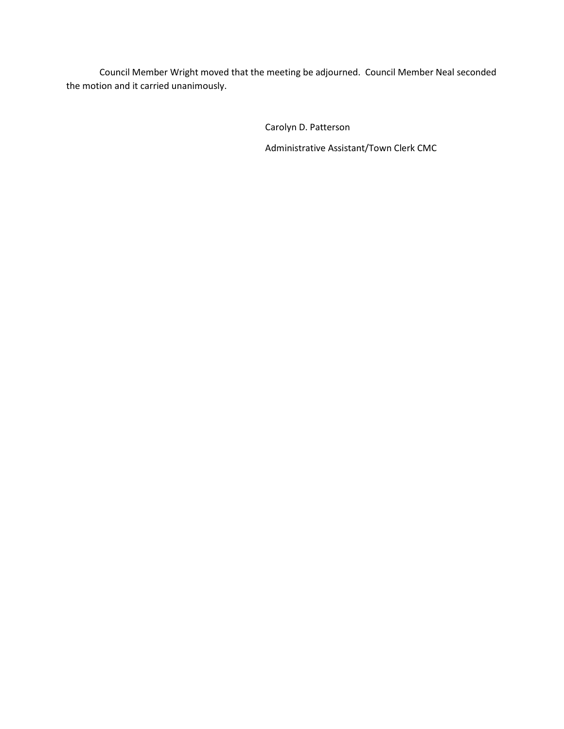Council Member Wright moved that the meeting be adjourned. Council Member Neal seconded the motion and it carried unanimously.

Carolyn D. Patterson

Administrative Assistant/Town Clerk CMC